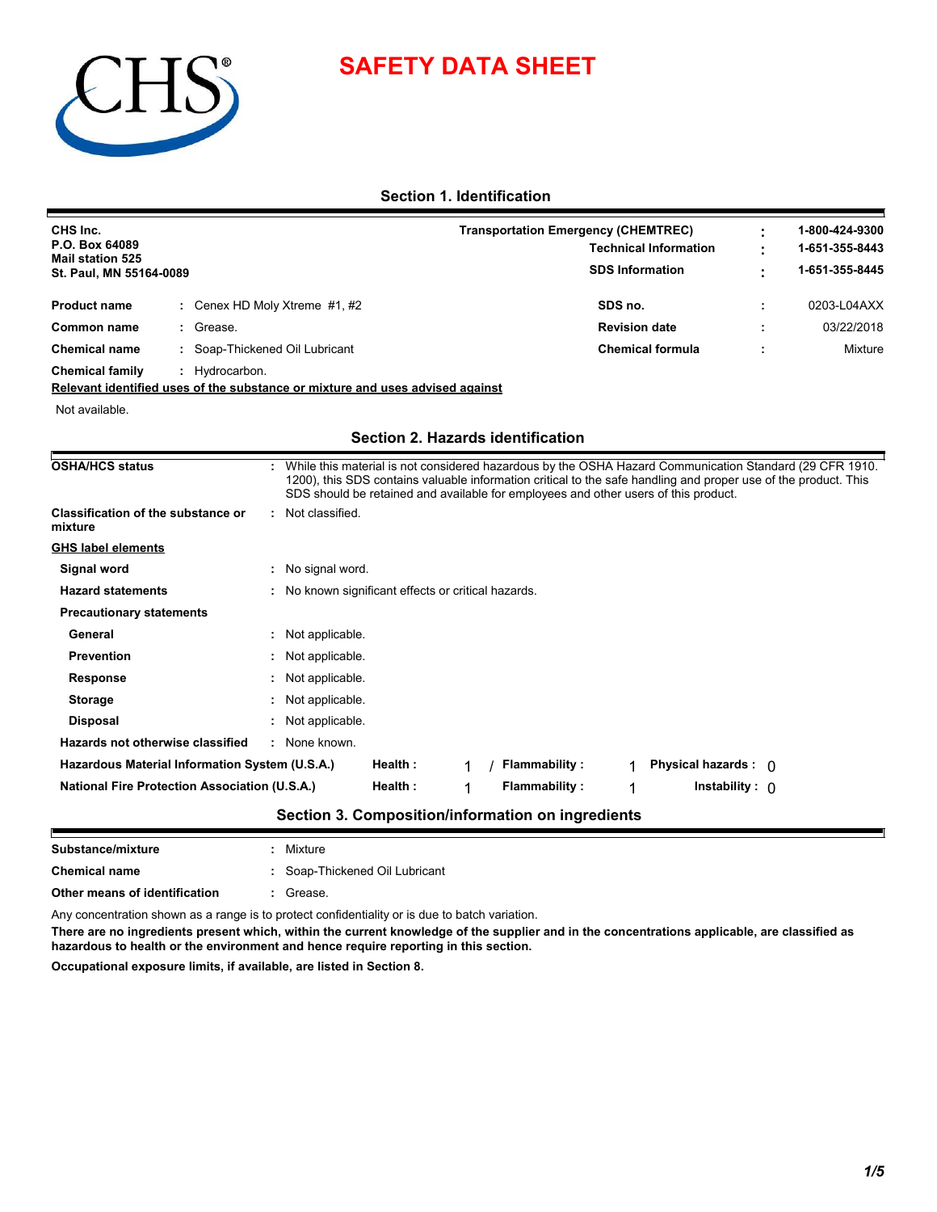# SAFETY DATA SHEET

## Section 1. Identification

**CHS Inc.**
**P.O. Box 64089**
**Mail station 525**
**St. Paul, MN 55164-0089**

| | | |
|---|---|---|
| **Transportation Emergency (CHEMTREC)** | : | **1-800-424-9300** |
| **Technical Information** | : | **1-651-355-8443** |
| **SDS Information** | : | **1-651-355-8445** |

| | | | | | |
|---|---|---|---|---|---|
| **Product name** | : Cenex HD Moly Xtreme #1, #2 | **SDS no.** | : | 0203-L04AXX |
| **Common name** | : Grease. | **Revision date** | : | 03/22/2018 |
| **Chemical name** | : Soap-Thickened Oil Lubricant | **Chemical formula** | : | Mixture |
| **Chemical family** | : Hydrocarbon. | | | |

**Relevant identified uses of the substance or mixture and uses advised against**

Not available.

## Section 2. Hazards identification

**OSHA/HCS status** : While this material is not considered hazardous by the OSHA Hazard Communication Standard (29 CFR 1910. 1200), this SDS contains valuable information critical to the safe handling and proper use of the product. This SDS should be retained and available for employees and other users of this product.

**Classification of the substance or mixture** : Not classified.

**GHS label elements**

**Signal word** : No signal word.

**Hazard statements** : No known significant effects or critical hazards.

**Precautionary statements**

**General** : Not applicable.

**Prevention** : Not applicable.

**Response** : Not applicable.

**Storage** : Not applicable.

**Disposal** : Not applicable.

**Hazards not otherwise classified** : None known.

| | | | | | | |
|---|---|---|---|---|---|---|
| **Hazardous Material Information System (U.S.A.)** | **Health :** | 1 / | **Flammability :** | 1 | **Physical hazards :** | 0 |
| **National Fire Protection Association (U.S.A.)** | **Health :** | 1 | **Flammability :** | 1 | **Instability :** | 0 |

## Section 3. Composition/information on ingredients

**Substance/mixture** : Mixture

**Chemical name** : Soap-Thickened Oil Lubricant

**Other means of identification** : Grease.

Any concentration shown as a range is to protect confidentiality or is due to batch variation.

**There are no ingredients present which, within the current knowledge of the supplier and in the concentrations applicable, are classified as hazardous to health or the environment and hence require reporting in this section.**

**Occupational exposure limits, if available, are listed in Section 8.**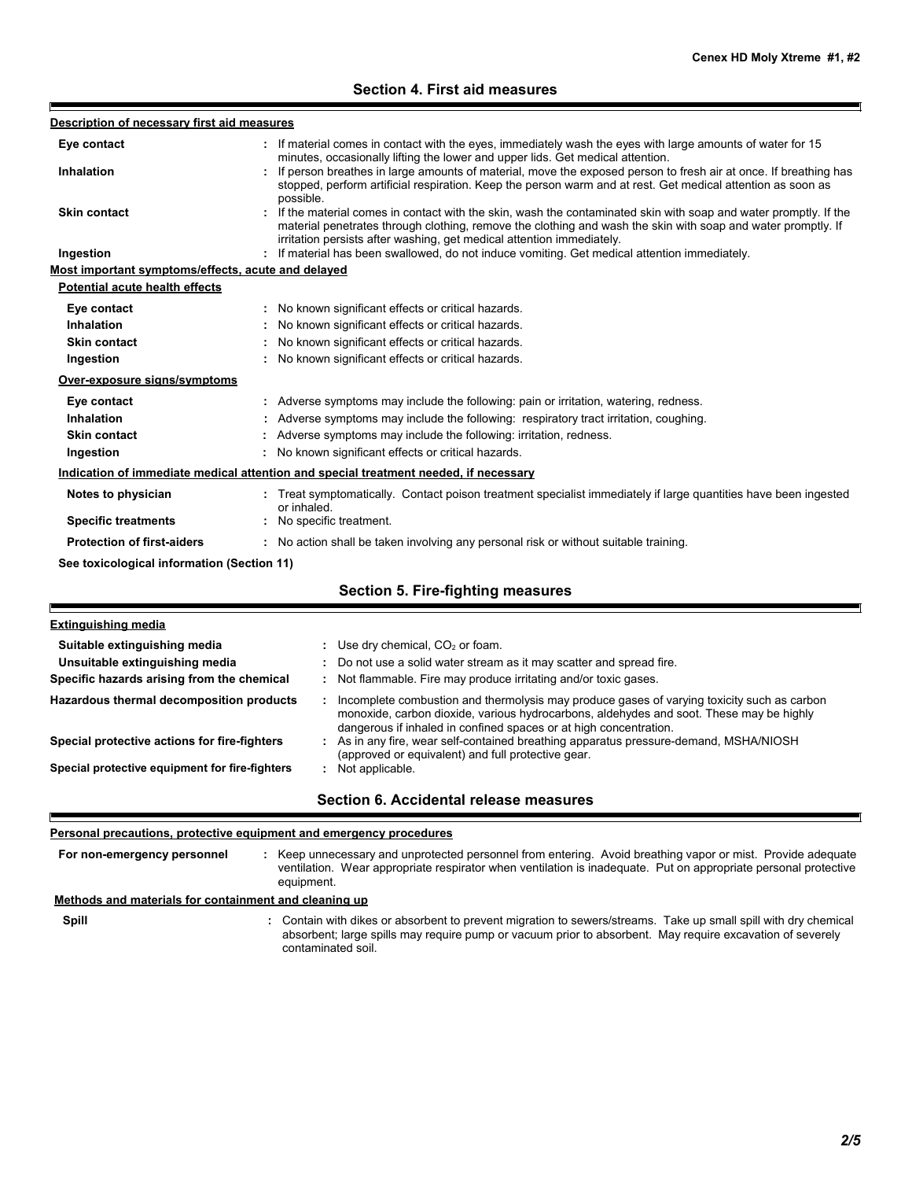## Section 4. First aid measures

**Description of necessary first aid measures**

| | |
|---|---|
| **Eye contact** | : If material comes in contact with the eyes, immediately wash the eyes with large amounts of water for 15 minutes, occasionally lifting the lower and upper lids. Get medical attention. |
| **Inhalation** | : If person breathes in large amounts of material, move the exposed person to fresh air at once. If breathing has stopped, perform artificial respiration. Keep the person warm and at rest. Get medical attention as soon as possible. |
| **Skin contact** | : If the material comes in contact with the skin, wash the contaminated skin with soap and water promptly. If the material penetrates through clothing, remove the clothing and wash the skin with soap and water promptly. If irritation persists after washing, get medical attention immediately. |
| **Ingestion** | : If material has been swallowed, do not induce vomiting. Get medical attention immediately. |

**Most important symptoms/effects, acute and delayed**

**Potential acute health effects**

| | |
|---|---|
| **Eye contact** | : No known significant effects or critical hazards. |
| **Inhalation** | : No known significant effects or critical hazards. |
| **Skin contact** | : No known significant effects or critical hazards. |
| **Ingestion** | : No known significant effects or critical hazards. |

**Over-exposure signs/symptoms**

| | |
|---|---|
| **Eye contact** | : Adverse symptoms may include the following: pain or irritation, watering, redness. |
| **Inhalation** | : Adverse symptoms may include the following: respiratory tract irritation, coughing. |
| **Skin contact** | : Adverse symptoms may include the following: irritation, redness. |
| **Ingestion** | : No known significant effects or critical hazards. |

**Indication of immediate medical attention and special treatment needed, if necessary**

| | |
|---|---|
| **Notes to physician** | : Treat symptomatically. Contact poison treatment specialist immediately if large quantities have been ingested or inhaled. |
| **Specific treatments** | : No specific treatment. |
| **Protection of first-aiders** | : No action shall be taken involving any personal risk or without suitable training. |

**See toxicological information (Section 11)**

## Section 5. Fire-fighting measures

**Extinguishing media**

| | |
|---|---|
| **Suitable extinguishing media** | : Use dry chemical, $CO_2$ or foam. |
| **Unsuitable extinguishing media** | : Do not use a solid water stream as it may scatter and spread fire. |
| **Specific hazards arising from the chemical** | : Not flammable. Fire may produce irritating and/or toxic gases. |
| **Hazardous thermal decomposition products** | : Incomplete combustion and thermolysis may produce gases of varying toxicity such as carbon monoxide, carbon dioxide, various hydrocarbons, aldehydes and soot. These may be highly dangerous if inhaled in confined spaces or at high concentration. |
| **Special protective actions for fire-fighters** | : As in any fire, wear self-contained breathing apparatus pressure-demand, MSHA/NIOSH (approved or equivalent) and full protective gear. |
| **Special protective equipment for fire-fighters** | : Not applicable. |

## Section 6. Accidental release measures

**Personal precautions, protective equipment and emergency procedures**

| | |
|---|---|
| **For non-emergency personnel** | : Keep unnecessary and unprotected personnel from entering. Avoid breathing vapor or mist. Provide adequate ventilation. Wear appropriate respirator when ventilation is inadequate. Put on appropriate personal protective equipment. |

**Methods and materials for containment and cleaning up**

| | |
|---|---|
| **Spill** | : Contain with dikes or absorbent to prevent migration to sewers/streams. Take up small spill with dry chemical absorbent; large spills may require pump or vacuum prior to absorbent. May require excavation of severely contaminated soil. |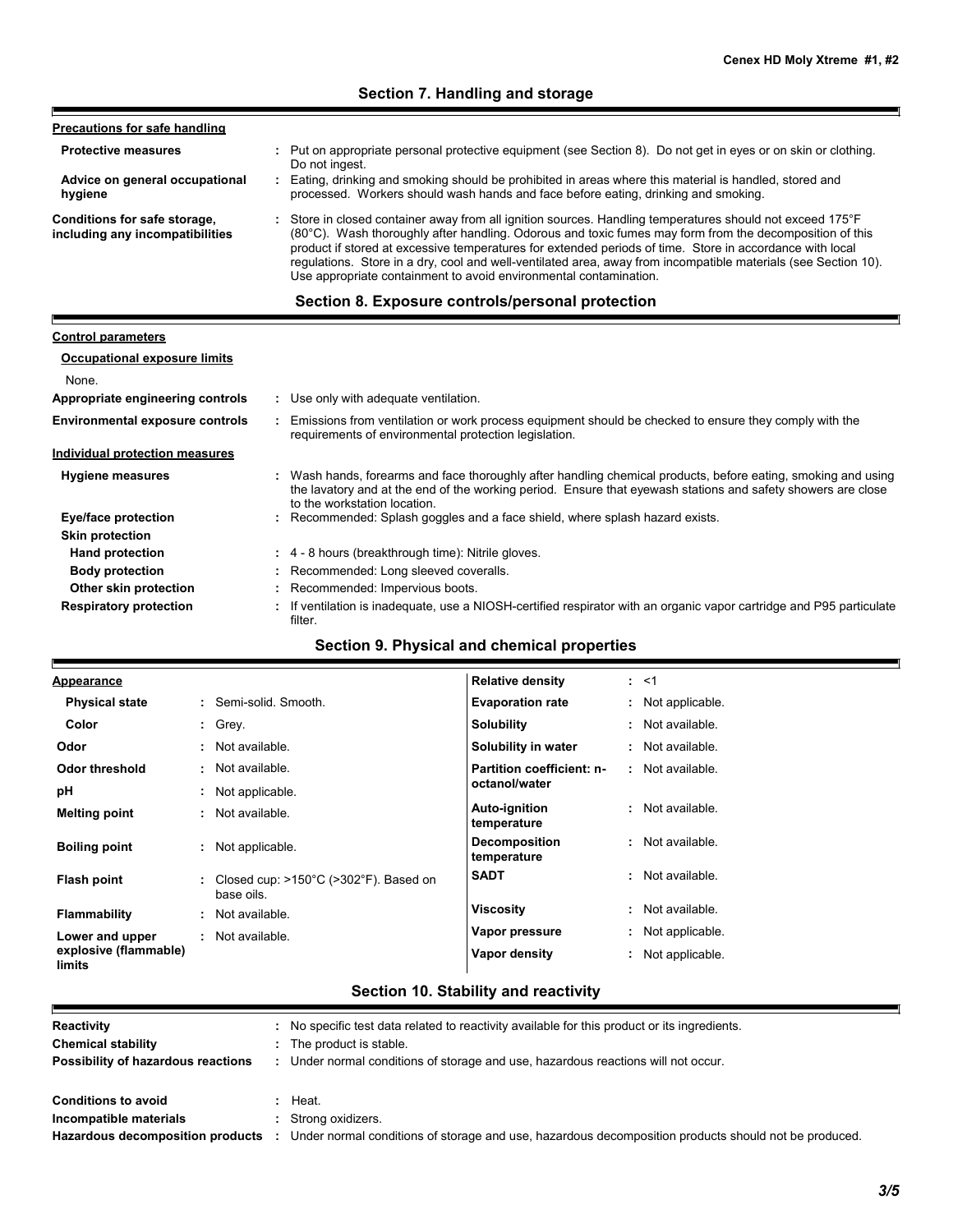## Section 7. Handling and storage

**Precautions for safe handling**

| | |
|---|---|
| **Protective measures** | : Put on appropriate personal protective equipment (see Section 8). Do not get in eyes or on skin or clothing. Do not ingest. |
| **Advice on general occupational hygiene** | : Eating, drinking and smoking should be prohibited in areas where this material is handled, stored and processed. Workers should wash hands and face before eating, drinking and smoking. |
| **Conditions for safe storage, including any incompatibilities** | : Store in closed container away from all ignition sources. Handling temperatures should not exceed 175°F (80°C). Wash thoroughly after handling. Odorous and toxic fumes may form from the decomposition of this product if stored at excessive temperatures for extended periods of time. Store in accordance with local regulations. Store in a dry, cool and well-ventilated area, away from incompatible materials (see Section 10). Use appropriate containment to avoid environmental contamination. |

## Section 8. Exposure controls/personal protection

**Control parameters**

**Occupational exposure limits**

None.

| | |
|---|---|
| **Appropriate engineering controls** | : Use only with adequate ventilation. |
| **Environmental exposure controls** | : Emissions from ventilation or work process equipment should be checked to ensure they comply with the requirements of environmental protection legislation. |

**Individual protection measures**

| | |
|---|---|
| **Hygiene measures** | : Wash hands, forearms and face thoroughly after handling chemical products, before eating, smoking and using the lavatory and at the end of the working period. Ensure that eyewash stations and safety showers are close to the workstation location. |
| **Eye/face protection** | : Recommended: Splash goggles and a face shield, where splash hazard exists. |
| **Skin protection** | |
| **Hand protection** | : 4 - 8 hours (breakthrough time): Nitrile gloves. |
| **Body protection** | : Recommended: Long sleeved coveralls. |
| **Other skin protection** | : Recommended: Impervious boots. |
| **Respiratory protection** | : If ventilation is inadequate, use a NIOSH-certified respirator with an organic vapor cartridge and P95 particulate filter. |

## Section 9. Physical and chemical properties

**Appearance**

| | |
|---|---|
| **Physical state** | : Semi-solid. Smooth. |
| **Color** | : Grey. |
| **Odor** | : Not available. |
| **Odor threshold** | : Not available. |
| **pH** | : Not applicable. |
| **Melting point** | : Not available. |
| **Boiling point** | : Not applicable. |
| **Flash point** | : Closed cup: >150°C (>302°F). Based on base oils. |
| **Flammability** | : Not available. |
| **Lower and upper explosive (flammable) limits** | : Not available. |
| **Relative density** | : <1 |
| **Evaporation rate** | : Not applicable. |
| **Solubility** | : Not available. |
| **Solubility in water** | : Not available. |
| **Partition coefficient: n-octanol/water** | : Not available. |
| **Auto-ignition temperature** | : Not available. |
| **Decomposition temperature** | : Not available. |
| **SADT** | : Not available. |
| **Viscosity** | : Not available. |
| **Vapor pressure** | : Not applicable. |
| **Vapor density** | : Not applicable. |

## Section 10. Stability and reactivity

| | |
|---|---|
| **Reactivity** | : No specific test data related to reactivity available for this product or its ingredients. |
| **Chemical stability** | : The product is stable. |
| **Possibility of hazardous reactions** | : Under normal conditions of storage and use, hazardous reactions will not occur. |
| **Conditions to avoid** | : Heat. |
| **Incompatible materials** | : Strong oxidizers. |
| **Hazardous decomposition products** | : Under normal conditions of storage and use, hazardous decomposition products should not be produced. |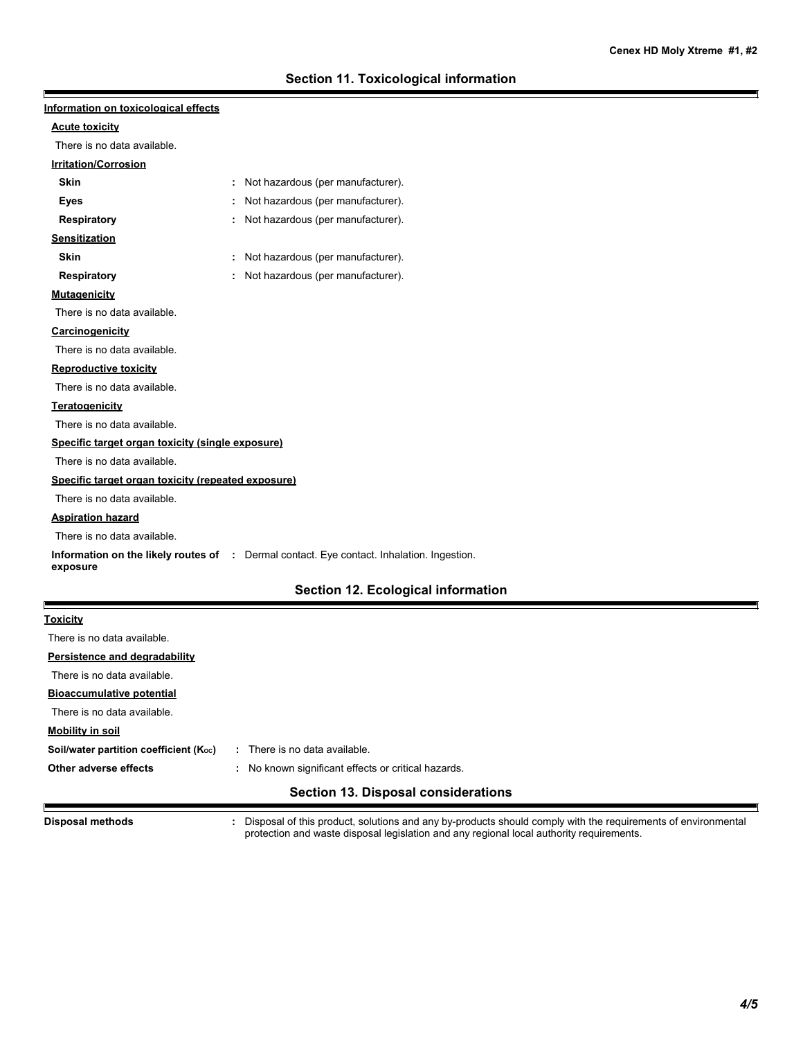## Section 11. Toxicological information

**Information on toxicological effects**

**Acute toxicity**

There is no data available.

**Irritation/Corrosion**

**Skin** : Not hazardous (per manufacturer).

**Eyes** : Not hazardous (per manufacturer).

**Respiratory** : Not hazardous (per manufacturer).

**Sensitization**

**Skin** : Not hazardous (per manufacturer).

**Respiratory** : Not hazardous (per manufacturer).

**Mutagenicity**

There is no data available.

**Carcinogenicity**

There is no data available.

**Reproductive toxicity**

There is no data available.

**Teratogenicity**

There is no data available.

**Specific target organ toxicity (single exposure)**

There is no data available.

**Specific target organ toxicity (repeated exposure)**

There is no data available.

**Aspiration hazard**

There is no data available.

**Information on the likely routes of exposure** : Dermal contact. Eye contact. Inhalation. Ingestion.

## Section 12. Ecological information

**Toxicity**

There is no data available.

**Persistence and degradability**

There is no data available.

**Bioaccumulative potential**

There is no data available.

**Mobility in soil**

**Soil/water partition coefficient ($K_{OC}$)** : There is no data available.

**Other adverse effects** : No known significant effects or critical hazards.

## Section 13. Disposal considerations

**Disposal methods** : Disposal of this product, solutions and any by-products should comply with the requirements of environmental protection and waste disposal legislation and any regional local authority requirements.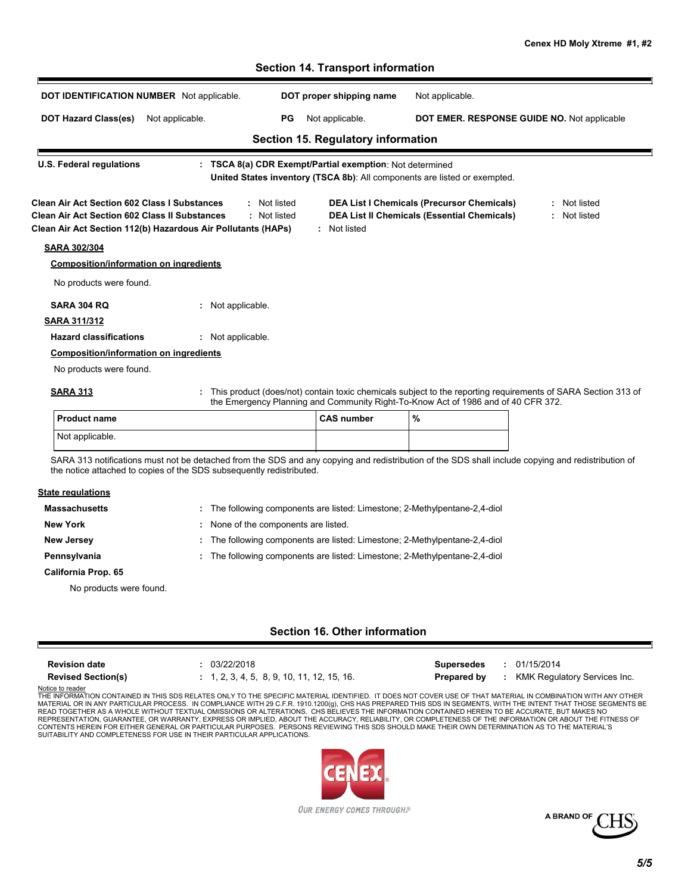## Section 14. Transport information

| | | | |
|---|---|---|---|
| **DOT IDENTIFICATION NUMBER** Not applicable. | **DOT proper shipping name** | Not applicable. | |
| **DOT Hazard Class(es)** Not applicable. | **PG** Not applicable. | **DOT EMER. RESPONSE GUIDE NO.** Not applicable | |

## Section 15. Regulatory information

**U.S. Federal regulations** : **TSCA 8(a) CDR Exempt/Partial exemption**: Not determined
**United States inventory (TSCA 8b)**: All components are listed or exempted.

**Clean Air Act Section 602 Class I Substances** : Not listed
**Clean Air Act Section 602 Class II Substances** : Not listed
**Clean Air Act Section 112(b) Hazardous Air Pollutants (HAPs)** : Not listed
**DEA List I Chemicals (Precursor Chemicals)** : Not listed
**DEA List II Chemicals (Essential Chemicals)** : Not listed

**SARA 302/304**

**Composition/information on ingredients**

No products were found.

**SARA 304 RQ** : Not applicable.

**SARA 311/312**

**Hazard classifications** : Not applicable.

**Composition/information on ingredients**

No products were found.

**SARA 313** : This product (does/not) contain toxic chemicals subject to the reporting requirements of SARA Section 313 of the Emergency Planning and Community Right-To-Know Act of 1986 and of 40 CFR 372.

| Product name | CAS number | % |
|---|---|---|
| Not applicable. | | |

SARA 313 notifications must not be detached from the SDS and any copying and redistribution of the SDS shall include copying and redistribution of the notice attached to copies of the SDS subsequently redistributed.

**State regulations**

**Massachusetts** : The following components are listed: Limestone; 2-Methylpentane-2,4-diol
**New York** : None of the components are listed.
**New Jersey** : The following components are listed: Limestone; 2-Methylpentane-2,4-diol
**Pennsylvania** : The following components are listed: Limestone; 2-Methylpentane-2,4-diol
**California Prop. 65**

No products were found.

## Section 16. Other information

**Revision date** : 03/22/2018
**Revised Section(s)** : 1, 2, 3, 4, 5, 8, 9, 10, 11, 12, 15, 16.
**Supersedes** : 01/15/2014
**Prepared by** : KMK Regulatory Services Inc.

Notice to reader

THE INFORMATION CONTAINED IN THIS SDS RELATES ONLY TO THE SPECIFIC MATERIAL IDENTIFIED. IT DOES NOT COVER USE OF THAT MATERIAL IN COMBINATION WITH ANY OTHER MATERIAL OR IN ANY PARTICULAR PROCESS. IN COMPLIANCE WITH 29 C.F.R. 1910.1200(g), CHS HAS PREPARED THIS SDS IN SEGMENTS, WITH THE INTENT THAT THOSE SEGMENTS BE READ TOGETHER AS A WHOLE WITHOUT TEXTUAL OMISSIONS OR ALTERATIONS. CHS BELIEVES THE INFORMATION CONTAINED HEREIN TO BE ACCURATE, BUT MAKES NO REPRESENTATION, GUARANTEE, OR WARRANTY, EXPRESS OR IMPLIED, ABOUT THE ACCURACY, RELIABILITY, OR COMPLETENESS OF THE INFORMATION OR ABOUT THE FITNESS OF CONTENTS HEREIN FOR EITHER GENERAL OR PARTICULAR PURPOSES. PERSONS REVIEWING THIS SDS SHOULD MAKE THEIR OWN DETERMINATION AS TO THE MATERIAL'S SUITABILITY AND COMPLETENESS FOR USE IN THEIR PARTICULAR APPLICATIONS.

CENEX®

*OUR ENERGY COMES THROUGH.®*

A BRAND OF CHS®